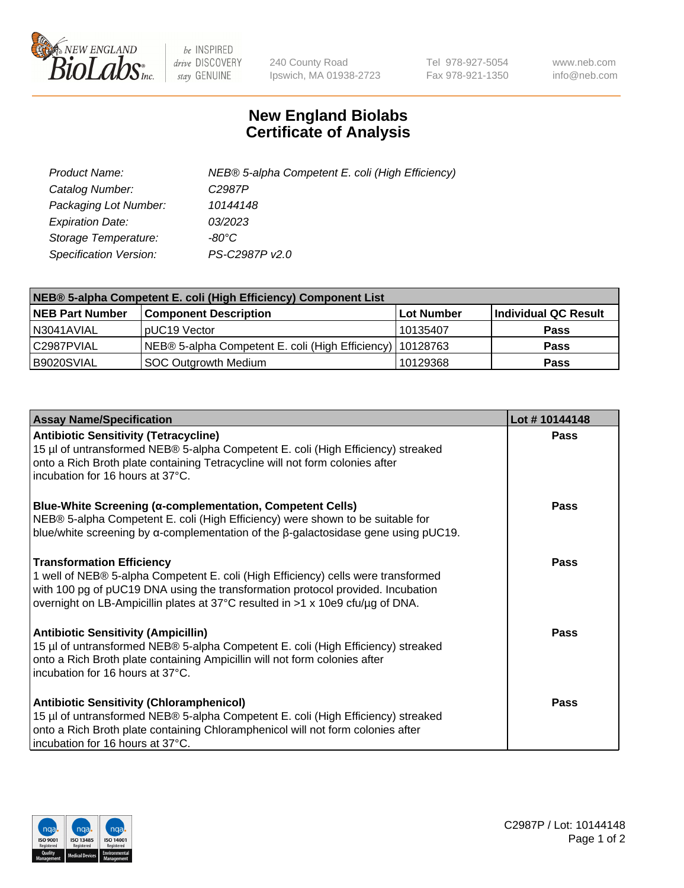NEW ENGLAND BioLabs Inc. — be INSPIRED drive DISCOVERY stay GENUINE

240 County Road
Ipswich, MA 01938-2723

Tel 978-927-5054
Fax 978-921-1350

www.neb.com
info@neb.com

# New England Biolabs Certificate of Analysis

| | |
|---|---|
| *Product Name:* | *NEB® 5-alpha Competent E. coli (High Efficiency)* |
| *Catalog Number:* | *C2987P* |
| *Packaging Lot Number:* | *10144148* |
| *Expiration Date:* | *03/2023* |
| *Storage Temperature:* | *-80°C* |
| *Specification Version:* | *PS-C2987P v2.0* |

| NEB® 5-alpha Competent E. coli (High Efficiency) Component List | | | |
|---|---|---|---|
| **NEB Part Number** | **Component Description** | **Lot Number** | **Individual QC Result** |
| N3041AVIAL | pUC19 Vector | 10135407 | **Pass** |
| C2987PVIAL | NEB® 5-alpha Competent E. coli (High Efficiency) | 10128763 | **Pass** |
| B9020SVIAL | SOC Outgrowth Medium | 10129368 | **Pass** |

| Assay Name/Specification | Lot # 10144148 |
|---|---|
| **Antibiotic Sensitivity (Tetracycline)**<br>15 µl of untransformed NEB® 5-alpha Competent E. coli (High Efficiency) streaked onto a Rich Broth plate containing Tetracycline will not form colonies after incubation for 16 hours at 37°C. | **Pass** |
| **Blue-White Screening (α-complementation, Competent Cells)**<br>NEB® 5-alpha Competent E. coli (High Efficiency) were shown to be suitable for blue/white screening by α-complementation of the β-galactosidase gene using pUC19. | **Pass** |
| **Transformation Efficiency**<br>1 well of NEB® 5-alpha Competent E. coli (High Efficiency) cells were transformed with 100 pg of pUC19 DNA using the transformation protocol provided. Incubation overnight on LB-Ampicillin plates at 37°C resulted in >1 x 10e9 cfu/µg of DNA. | **Pass** |
| **Antibiotic Sensitivity (Ampicillin)**<br>15 µl of untransformed NEB® 5-alpha Competent E. coli (High Efficiency) streaked onto a Rich Broth plate containing Ampicillin will not form colonies after incubation for 16 hours at 37°C. | **Pass** |
| **Antibiotic Sensitivity (Chloramphenicol)**<br>15 µl of untransformed NEB® 5-alpha Competent E. coli (High Efficiency) streaked onto a Rich Broth plate containing Chloramphenicol will not form colonies after incubation for 16 hours at 37°C. | **Pass** |

C2987P / Lot: 10144148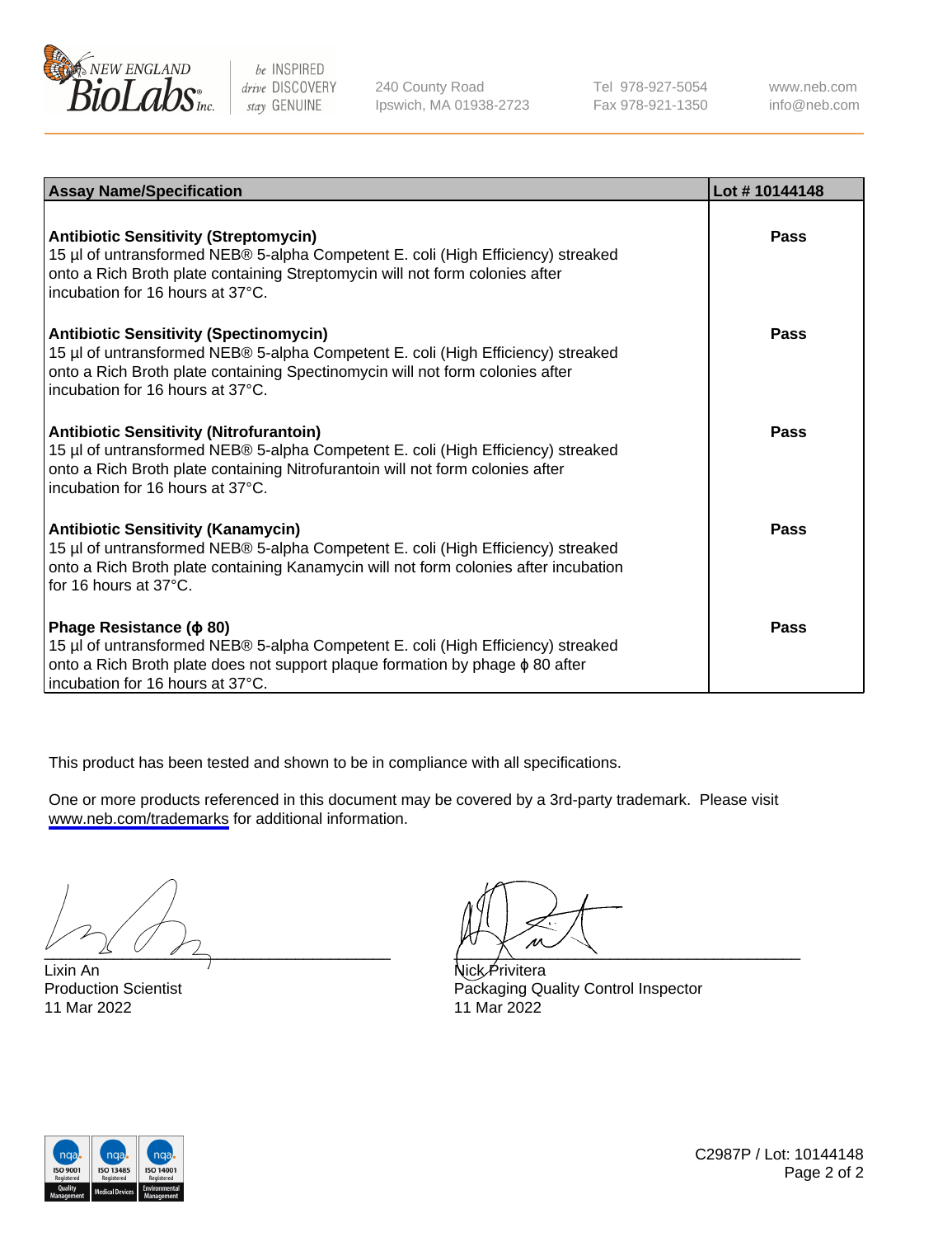| Assay Name/Specification | Lot # 10144148 |
|---|---|
| **Antibiotic Sensitivity (Streptomycin)**<br>15 µl of untransformed NEB® 5-alpha Competent E. coli (High Efficiency) streaked onto a Rich Broth plate containing Streptomycin will not form colonies after incubation for 16 hours at 37°C. | **Pass** |
| **Antibiotic Sensitivity (Spectinomycin)**<br>15 µl of untransformed NEB® 5-alpha Competent E. coli (High Efficiency) streaked onto a Rich Broth plate containing Spectinomycin will not form colonies after incubation for 16 hours at 37°C. | **Pass** |
| **Antibiotic Sensitivity (Nitrofurantoin)**<br>15 µl of untransformed NEB® 5-alpha Competent E. coli (High Efficiency) streaked onto a Rich Broth plate containing Nitrofurantoin will not form colonies after incubation for 16 hours at 37°C. | **Pass** |
| **Antibiotic Sensitivity (Kanamycin)**<br>15 µl of untransformed NEB® 5-alpha Competent E. coli (High Efficiency) streaked onto a Rich Broth plate containing Kanamycin will not form colonies after incubation for 16 hours at 37°C. | **Pass** |
| **Phage Resistance (ϕ 80)**<br>15 µl of untransformed NEB® 5-alpha Competent E. coli (High Efficiency) streaked onto a Rich Broth plate does not support plaque formation by phage ϕ 80 after incubation for 16 hours at 37°C. | **Pass** |

This product has been tested and shown to be in compliance with all specifications.

One or more products referenced in this document may be covered by a 3rd-party trademark. Please visit www.neb.com/trademarks for additional information.

Lixin An
Production Scientist
11 Mar 2022

Nick Privitera
Packaging Quality Control Inspector
11 Mar 2022

C2987P / Lot: 10144148